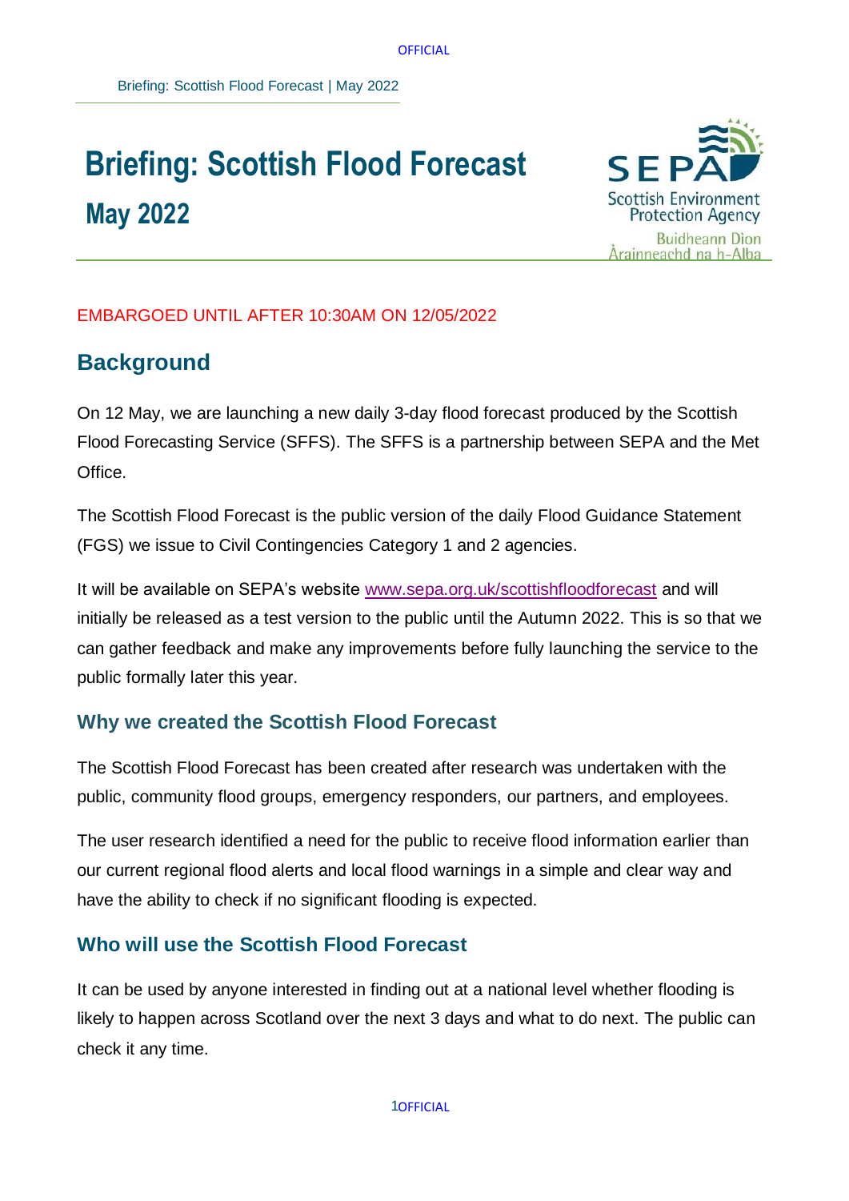# Briefing: Scottish Flood Forecast
## May 2022

EMBARGOED UNTIL AFTER 10:30AM ON 12/05/2022

## Background

On 12 May, we are launching a new daily 3-day flood forecast produced by the Scottish Flood Forecasting Service (SFFS). The SFFS is a partnership between SEPA and the Met Office.

The Scottish Flood Forecast is the public version of the daily Flood Guidance Statement (FGS) we issue to Civil Contingencies Category 1 and 2 agencies.

It will be available on SEPA's website [www.sepa.org.uk/scottishfloodforecast](http://www.sepa.org.uk/scottishfloodforecast) and will initially be released as a test version to the public until the Autumn 2022. This is so that we can gather feedback and make any improvements before fully launching the service to the public formally later this year.

### Why we created the Scottish Flood Forecast

The Scottish Flood Forecast has been created after research was undertaken with the public, community flood groups, emergency responders, our partners, and employees.

The user research identified a need for the public to receive flood information earlier than our current regional flood alerts and local flood warnings in a simple and clear way and have the ability to check if no significant flooding is expected.

### Who will use the Scottish Flood Forecast

It can be used by anyone interested in finding out at a national level whether flooding is likely to happen across Scotland over the next 3 days and what to do next. The public can check it any time.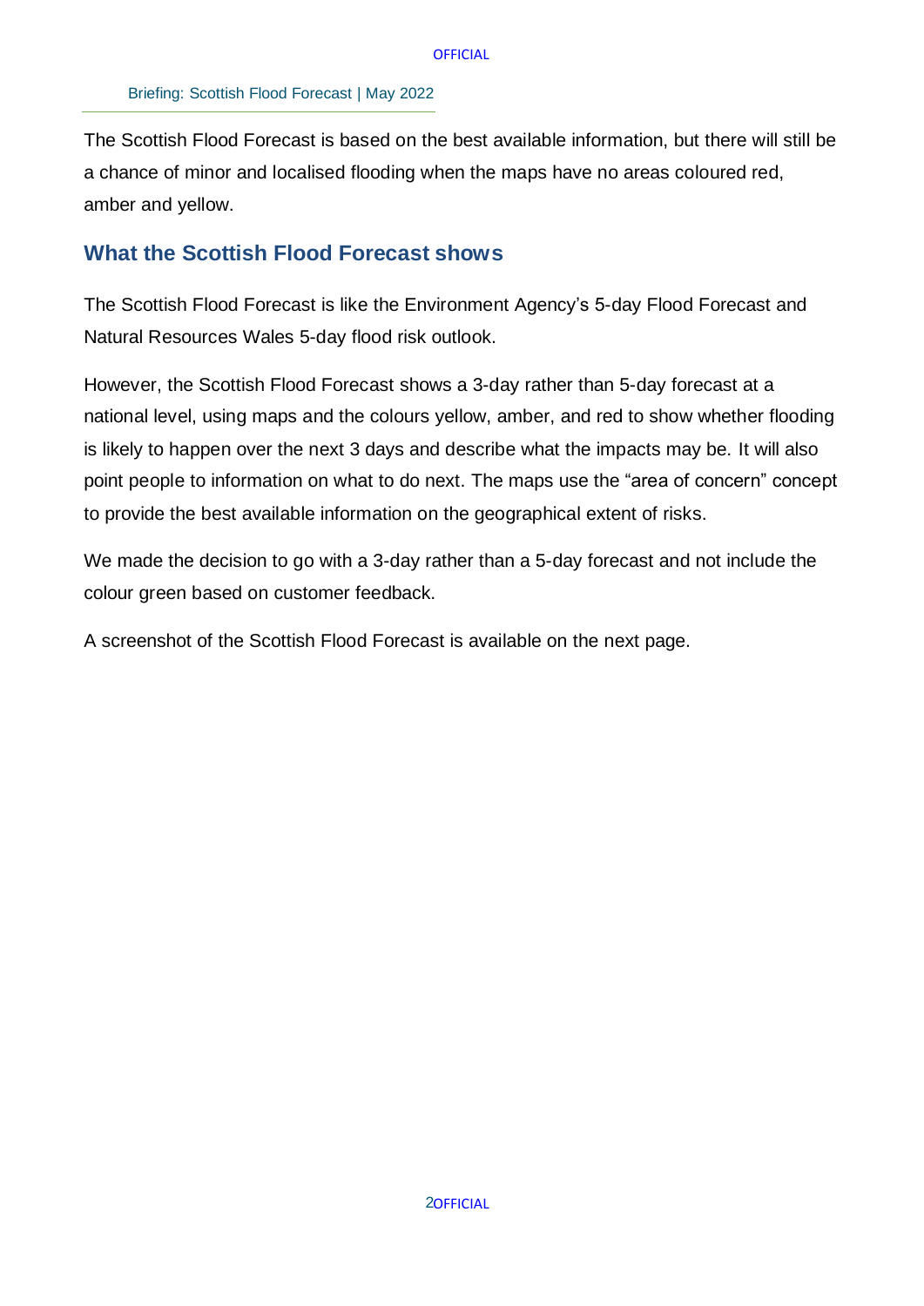The Scottish Flood Forecast is based on the best available information, but there will still be a chance of minor and localised flooding when the maps have no areas coloured red, amber and yellow.

## What the Scottish Flood Forecast shows

The Scottish Flood Forecast is like the Environment Agency's 5-day Flood Forecast and Natural Resources Wales 5-day flood risk outlook.

However, the Scottish Flood Forecast shows a 3-day rather than 5-day forecast at a national level, using maps and the colours yellow, amber, and red to show whether flooding is likely to happen over the next 3 days and describe what the impacts may be. It will also point people to information on what to do next. The maps use the "area of concern" concept to provide the best available information on the geographical extent of risks.

We made the decision to go with a 3-day rather than a 5-day forecast and not include the colour green based on customer feedback.

A screenshot of the Scottish Flood Forecast is available on the next page.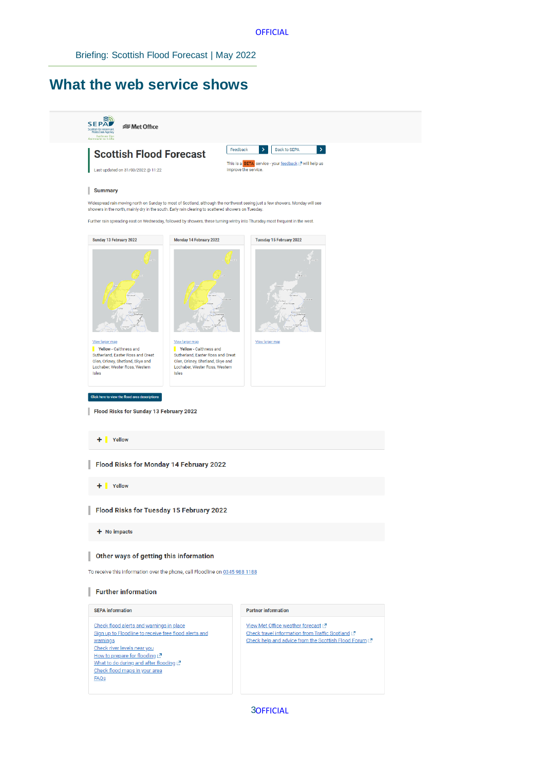# What the web service shows

SEPA | Met Office

## Scottish Flood Forecast

Last updated on 31/03/2022 @ 11:22

Feedback | Back to SEPA

This is a BETA service - your feedback will help us improve the service.

### Summary

Widespread rain moving north on Sunday to most of Scotland, although the northwest seeing just a few showers. Monday will see showers in the north, mainly dry in the south. Early rain clearing to scattered showers on Tuesday.

Further rain spreading east on Wednesday, followed by showers, these turning wintry into Thursday most frequent in the west.

**Sunday 13 February 2022**

View larger map

**Yellow** - Caithness and Sutherland, Easter Ross and Great Glen, Orkney, Shetland, Skye and Lochaber, Wester Ross, Western Isles

**Monday 14 February 2022**

View larger map

**Yellow** - Caithness and Sutherland, Easter Ross and Great Glen, Orkney, Shetland, Skye and Lochaber, Wester Ross, Western Isles

**Tuesday 15 February 2022**

View larger map

Click here to view the flood area descriptions

### Flood Risks for Sunday 13 February 2022

+ Yellow

### Flood Risks for Monday 14 February 2022

+ Yellow

### Flood Risks for Tuesday 15 February 2022

+ No impacts

### Other ways of getting this information

To receive this information over the phone, call Floodline on 0345 988 1188

### Further information

**SEPA information**

- Check flood alerts and warnings in place
- Sign up to Floodline to receive free flood alerts and warnings
- Check river levels near you
- How to prepare for flooding
- What to do during and after flooding
- Check flood maps in your area
- FAQs

**Partner information**

- View Met Office weather forecast
- Check travel information from Traffic Scotland
- Check help and advice from the Scottish Flood Forum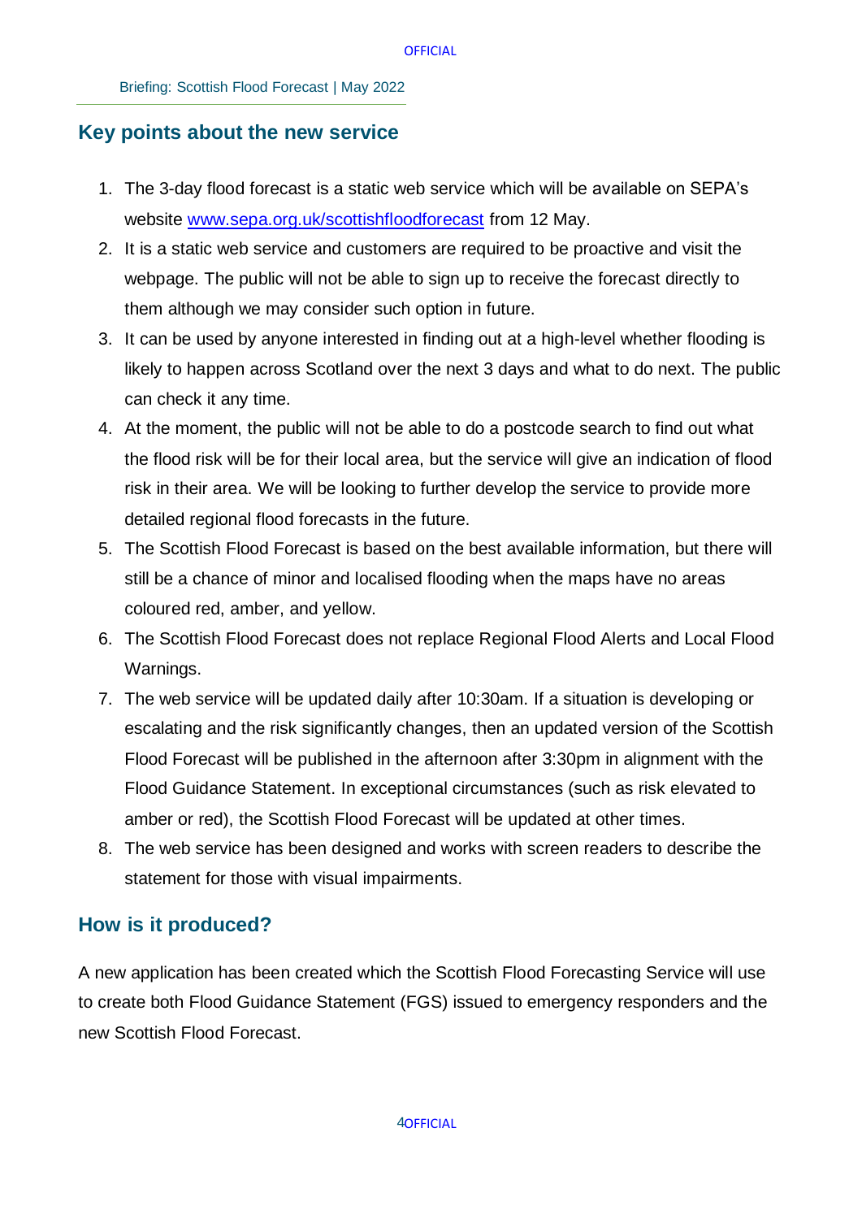## Key points about the new service

1. The 3-day flood forecast is a static web service which will be available on SEPA's website [www.sepa.org.uk/scottishfloodforecast](http://www.sepa.org.uk/scottishfloodforecast) from 12 May.
2. It is a static web service and customers are required to be proactive and visit the webpage. The public will not be able to sign up to receive the forecast directly to them although we may consider such option in future.
3. It can be used by anyone interested in finding out at a high-level whether flooding is likely to happen across Scotland over the next 3 days and what to do next. The public can check it any time.
4. At the moment, the public will not be able to do a postcode search to find out what the flood risk will be for their local area, but the service will give an indication of flood risk in their area. We will be looking to further develop the service to provide more detailed regional flood forecasts in the future.
5. The Scottish Flood Forecast is based on the best available information, but there will still be a chance of minor and localised flooding when the maps have no areas coloured red, amber, and yellow.
6. The Scottish Flood Forecast does not replace Regional Flood Alerts and Local Flood Warnings.
7. The web service will be updated daily after 10:30am. If a situation is developing or escalating and the risk significantly changes, then an updated version of the Scottish Flood Forecast will be published in the afternoon after 3:30pm in alignment with the Flood Guidance Statement. In exceptional circumstances (such as risk elevated to amber or red), the Scottish Flood Forecast will be updated at other times.
8. The web service has been designed and works with screen readers to describe the statement for those with visual impairments.

## How is it produced?

A new application has been created which the Scottish Flood Forecasting Service will use to create both Flood Guidance Statement (FGS) issued to emergency responders and the new Scottish Flood Forecast.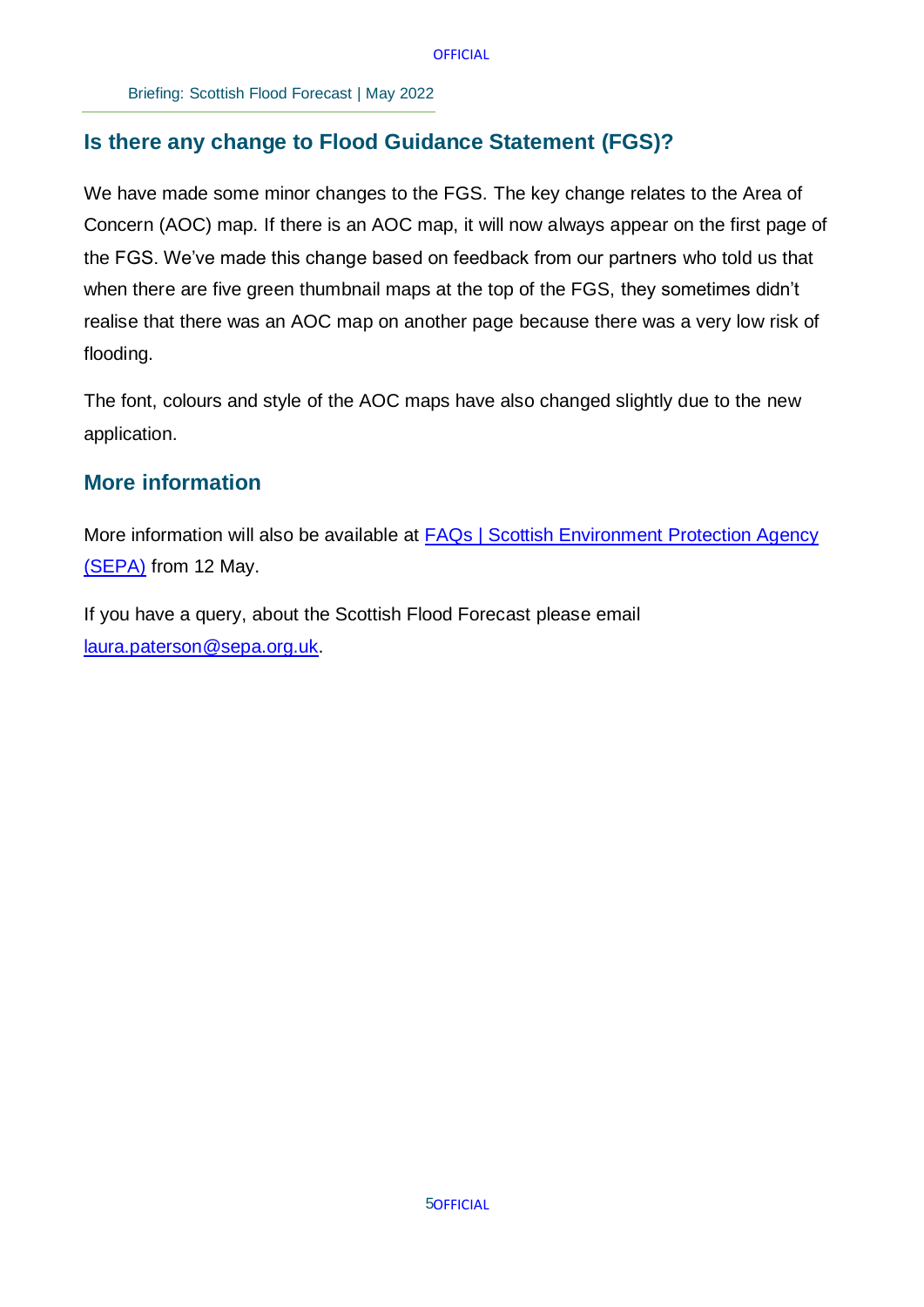## Is there any change to Flood Guidance Statement (FGS)?

We have made some minor changes to the FGS. The key change relates to the Area of Concern (AOC) map. If there is an AOC map, it will now always appear on the first page of the FGS. We've made this change based on feedback from our partners who told us that when there are five green thumbnail maps at the top of the FGS, they sometimes didn't realise that there was an AOC map on another page because there was a very low risk of flooding.

The font, colours and style of the AOC maps have also changed slightly due to the new application.

## More information

More information will also be available at [FAQs | Scottish Environment Protection Agency (SEPA)]() from 12 May.

If you have a query, about the Scottish Flood Forecast please email [laura.paterson@sepa.org.uk](mailto:laura.paterson@sepa.org.uk).